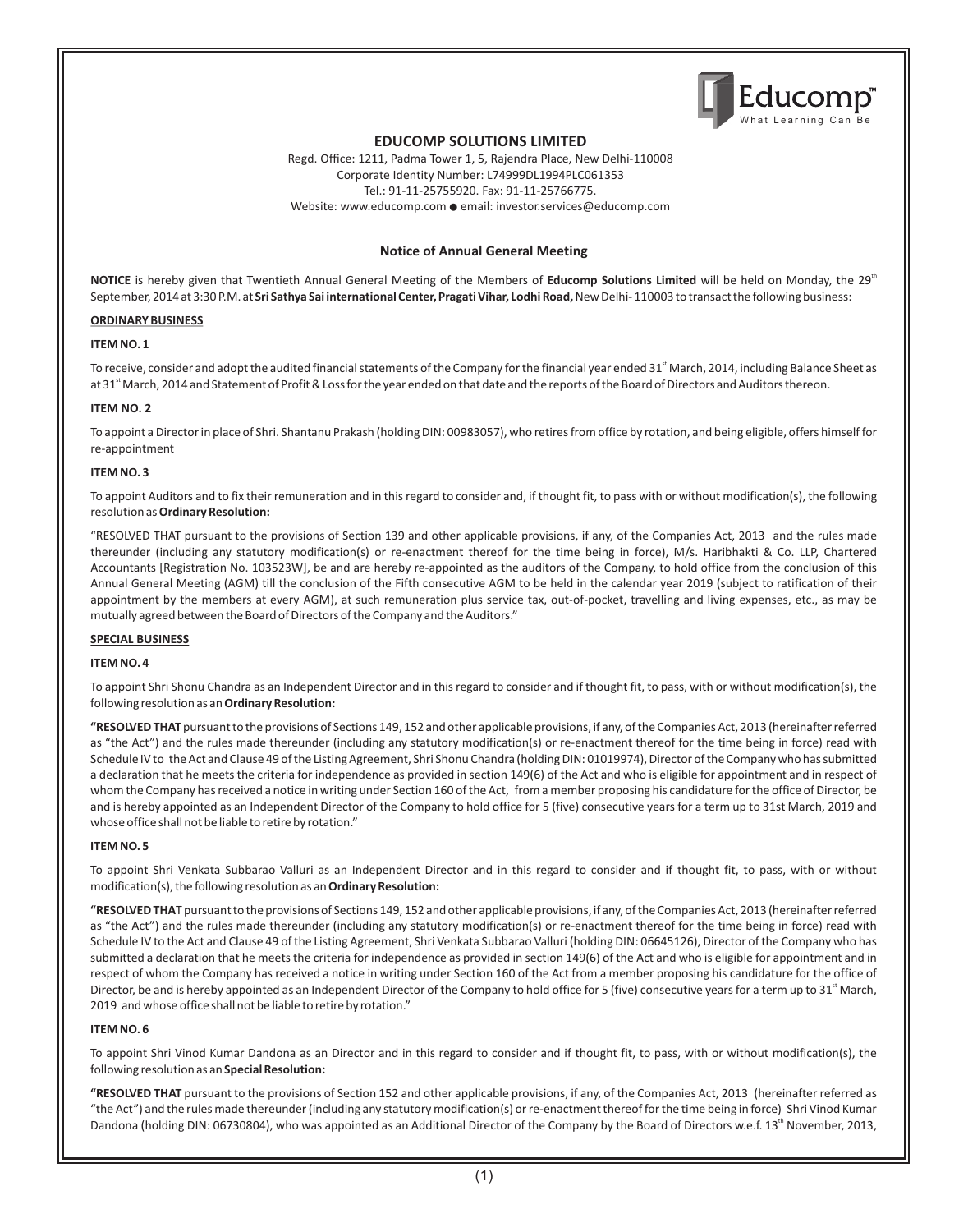Educomp™ What Learning Can Be

# EDUCOMP SOLUTIONS LIMITED

Regd. Office: 1211, Padma Tower 1, 5, Rajendra Place, New Delhi-110008
Corporate Identity Number: L74999DL1994PLC061353
Tel.: 91-11-25755920. Fax: 91-11-25766775.
Website: www.educomp.com ● email: investor.services@educomp.com

## Notice of Annual General Meeting

**NOTICE** is hereby given that Twentieth Annual General Meeting of the Members of **Educomp Solutions Limited** will be held on Monday, the 29th September, 2014 at 3:30 P.M. at **Sri Sathya Sai international Center, Pragati Vihar, Lodhi Road,** New Delhi- 110003 to transact the following business:

**ORDINARY BUSINESS**

**ITEM NO. 1**

To receive, consider and adopt the audited financial statements of the Company for the financial year ended 31st March, 2014, including Balance Sheet as at 31st March, 2014 and Statement of Profit & Loss for the year ended on that date and the reports of the Board of Directors and Auditors thereon.

**ITEM NO. 2**

To appoint a Director in place of Shri. Shantanu Prakash (holding DIN: 00983057), who retires from office by rotation, and being eligible, offers himself for re-appointment

**ITEM NO. 3**

To appoint Auditors and to fix their remuneration and in this regard to consider and, if thought fit, to pass with or without modification(s), the following resolution as **Ordinary Resolution:**

"RESOLVED THAT pursuant to the provisions of Section 139 and other applicable provisions, if any, of the Companies Act, 2013 and the rules made thereunder (including any statutory modification(s) or re-enactment thereof for the time being in force), M/s. Haribhakti & Co. LLP, Chartered Accountants [Registration No. 103523W], be and are hereby re-appointed as the auditors of the Company, to hold office from the conclusion of this Annual General Meeting (AGM) till the conclusion of the Fifth consecutive AGM to be held in the calendar year 2019 (subject to ratification of their appointment by the members at every AGM), at such remuneration plus service tax, out-of-pocket, travelling and living expenses, etc., as may be mutually agreed between the Board of Directors of the Company and the Auditors."

**SPECIAL BUSINESS**

**ITEM NO. 4**

To appoint Shri Shonu Chandra as an Independent Director and in this regard to consider and if thought fit, to pass, with or without modification(s), the following resolution as an **Ordinary Resolution:**

**"RESOLVED THAT** pursuant to the provisions of Sections 149, 152 and other applicable provisions, if any, of the Companies Act, 2013 (hereinafter referred as "the Act") and the rules made thereunder (including any statutory modification(s) or re-enactment thereof for the time being in force) read with Schedule IV to the Act and Clause 49 of the Listing Agreement, Shri Shonu Chandra (holding DIN: 01019974), Director of the Company who has submitted a declaration that he meets the criteria for independence as provided in section 149(6) of the Act and who is eligible for appointment and in respect of whom the Company has received a notice in writing under Section 160 of the Act, from a member proposing his candidature for the office of Director, be and is hereby appointed as an Independent Director of the Company to hold office for 5 (five) consecutive years for a term up to 31st March, 2019 and whose office shall not be liable to retire by rotation."

**ITEM NO. 5**

To appoint Shri Venkata Subbarao Valluri as an Independent Director and in this regard to consider and if thought fit, to pass, with or without modification(s), the following resolution as an **Ordinary Resolution:**

**"RESOLVED THA**T pursuant to the provisions of Sections 149, 152 and other applicable provisions, if any, of the Companies Act, 2013 (hereinafter referred as "the Act") and the rules made thereunder (including any statutory modification(s) or re-enactment thereof for the time being in force) read with Schedule IV to the Act and Clause 49 of the Listing Agreement, Shri Venkata Subbarao Valluri (holding DIN: 06645126), Director of the Company who has submitted a declaration that he meets the criteria for independence as provided in section 149(6) of the Act and who is eligible for appointment and in respect of whom the Company has received a notice in writing under Section 160 of the Act from a member proposing his candidature for the office of Director, be and is hereby appointed as an Independent Director of the Company to hold office for 5 (five) consecutive years for a term up to 31st March, 2019 and whose office shall not be liable to retire by rotation."

**ITEM NO. 6**

To appoint Shri Vinod Kumar Dandona as an Director and in this regard to consider and if thought fit, to pass, with or without modification(s), the following resolution as an **Special Resolution:**

**"RESOLVED THAT** pursuant to the provisions of Section 152 and other applicable provisions, if any, of the Companies Act, 2013 (hereinafter referred as "the Act") and the rules made thereunder (including any statutory modification(s) or re-enactment thereof for the time being in force) Shri Vinod Kumar Dandona (holding DIN: 06730804), who was appointed as an Additional Director of the Company by the Board of Directors w.e.f. 13th November, 2013,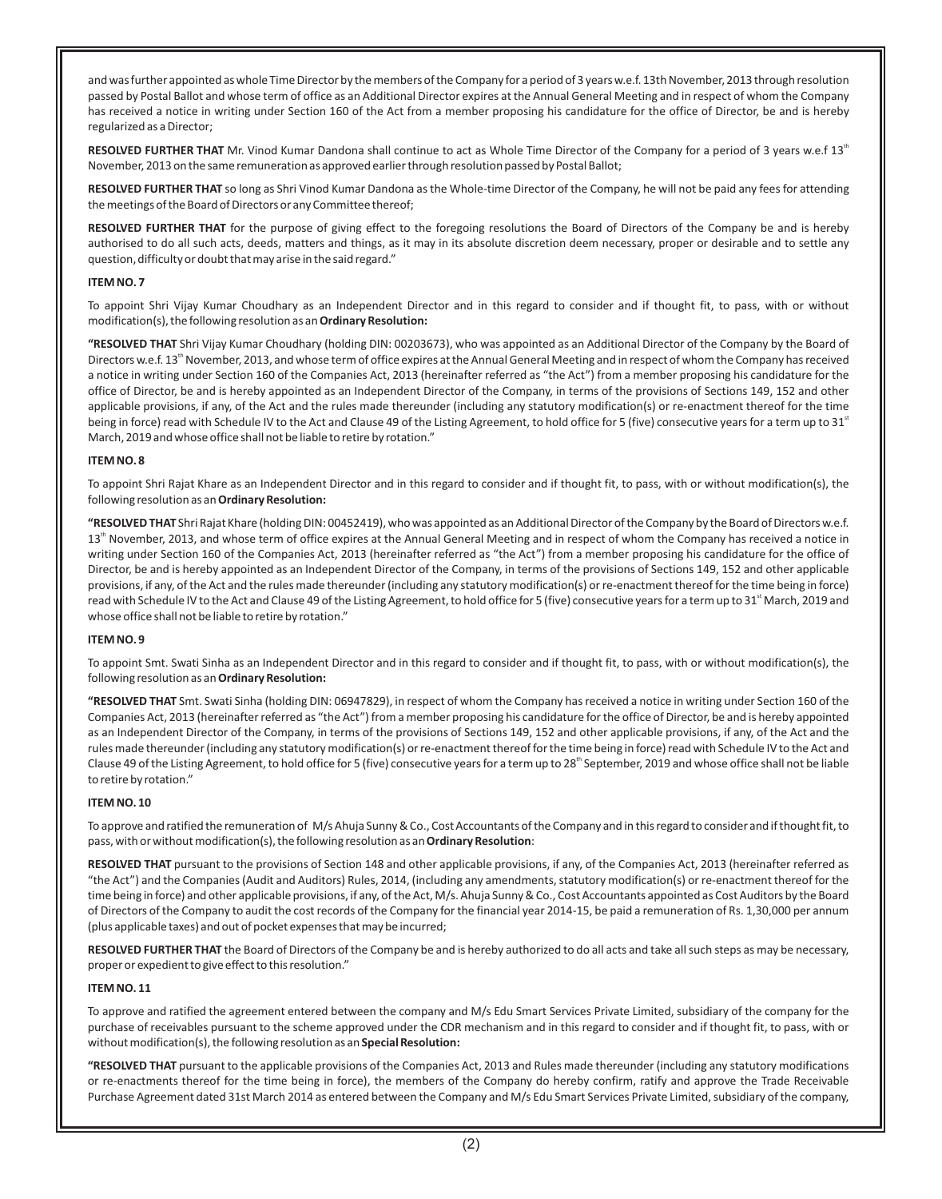and was further appointed as whole Time Director by the members of the Company for a period of 3 years w.e.f. 13th November, 2013 through resolution passed by Postal Ballot and whose term of office as an Additional Director expires at the Annual General Meeting and in respect of whom the Company has received a notice in writing under Section 160 of the Act from a member proposing his candidature for the office of Director, be and is hereby regularized as a Director;

**RESOLVED FURTHER THAT** Mr. Vinod Kumar Dandona shall continue to act as Whole Time Director of the Company for a period of 3 years w.e.f 13th November, 2013 on the same remuneration as approved earlier through resolution passed by Postal Ballot;

**RESOLVED FURTHER THAT** so long as Shri Vinod Kumar Dandona as the Whole-time Director of the Company, he will not be paid any fees for attending the meetings of the Board of Directors or any Committee thereof;

**RESOLVED FURTHER THAT** for the purpose of giving effect to the foregoing resolutions the Board of Directors of the Company be and is hereby authorised to do all such acts, deeds, matters and things, as it may in its absolute discretion deem necessary, proper or desirable and to settle any question, difficulty or doubt that may arise in the said regard."

**ITEM NO. 7**

To appoint Shri Vijay Kumar Choudhary as an Independent Director and in this regard to consider and if thought fit, to pass, with or without modification(s), the following resolution as an **Ordinary Resolution:**

**"RESOLVED THAT** Shri Vijay Kumar Choudhary (holding DIN: 00203673), who was appointed as an Additional Director of the Company by the Board of Directors w.e.f. 13th November, 2013, and whose term of office expires at the Annual General Meeting and in respect of whom the Company has received a notice in writing under Section 160 of the Companies Act, 2013 (hereinafter referred as "the Act") from a member proposing his candidature for the office of Director, be and is hereby appointed as an Independent Director of the Company, in terms of the provisions of Sections 149, 152 and other applicable provisions, if any, of the Act and the rules made thereunder (including any statutory modification(s) or re-enactment thereof for the time being in force) read with Schedule IV to the Act and Clause 49 of the Listing Agreement, to hold office for 5 (five) consecutive years for a term up to 31st March, 2019 and whose office shall not be liable to retire by rotation."

**ITEM NO. 8**

To appoint Shri Rajat Khare as an Independent Director and in this regard to consider and if thought fit, to pass, with or without modification(s), the following resolution as an **Ordinary Resolution:**

**"RESOLVED THAT** Shri Rajat Khare (holding DIN: 00452419), who was appointed as an Additional Director of the Company by the Board of Directors w.e.f. 13th November, 2013, and whose term of office expires at the Annual General Meeting and in respect of whom the Company has received a notice in writing under Section 160 of the Companies Act, 2013 (hereinafter referred as "the Act") from a member proposing his candidature for the office of Director, be and is hereby appointed as an Independent Director of the Company, in terms of the provisions of Sections 149, 152 and other applicable provisions, if any, of the Act and the rules made thereunder (including any statutory modification(s) or re-enactment thereof for the time being in force) read with Schedule IV to the Act and Clause 49 of the Listing Agreement, to hold office for 5 (five) consecutive years for a term up to 31st March, 2019 and whose office shall not be liable to retire by rotation."

**ITEM NO. 9**

To appoint Smt. Swati Sinha as an Independent Director and in this regard to consider and if thought fit, to pass, with or without modification(s), the following resolution as an **Ordinary Resolution:**

**"RESOLVED THAT** Smt. Swati Sinha (holding DIN: 06947829), in respect of whom the Company has received a notice in writing under Section 160 of the Companies Act, 2013 (hereinafter referred as "the Act") from a member proposing his candidature for the office of Director, be and is hereby appointed as an Independent Director of the Company, in terms of the provisions of Sections 149, 152 and other applicable provisions, if any, of the Act and the rules made thereunder (including any statutory modification(s) or re-enactment thereof for the time being in force) read with Schedule IV to the Act and Clause 49 of the Listing Agreement, to hold office for 5 (five) consecutive years for a term up to 28th September, 2019 and whose office shall not be liable to retire by rotation."

**ITEM NO. 10**

To approve and ratified the remuneration of M/s Ahuja Sunny & Co., Cost Accountants of the Company and in this regard to consider and if thought fit, to pass, with or without modification(s), the following resolution as an **Ordinary Resolution**:

**RESOLVED THAT** pursuant to the provisions of Section 148 and other applicable provisions, if any, of the Companies Act, 2013 (hereinafter referred as "the Act") and the Companies (Audit and Auditors) Rules, 2014, (including any amendments, statutory modification(s) or re-enactment thereof for the time being in force) and other applicable provisions, if any, of the Act, M/s. Ahuja Sunny & Co., Cost Accountants appointed as Cost Auditors by the Board of Directors of the Company to audit the cost records of the Company for the financial year 2014-15, be paid a remuneration of Rs. 1,30,000 per annum (plus applicable taxes) and out of pocket expenses that may be incurred;

**RESOLVED FURTHER THAT** the Board of Directors of the Company be and is hereby authorized to do all acts and take all such steps as may be necessary, proper or expedient to give effect to this resolution."

**ITEM NO. 11**

To approve and ratified the agreement entered between the company and M/s Edu Smart Services Private Limited, subsidiary of the company for the purchase of receivables pursuant to the scheme approved under the CDR mechanism and in this regard to consider and if thought fit, to pass, with or without modification(s), the following resolution as an **Special Resolution:**

**"RESOLVED THAT** pursuant to the applicable provisions of the Companies Act, 2013 and Rules made thereunder (including any statutory modifications or re-enactments thereof for the time being in force), the members of the Company do hereby confirm, ratify and approve the Trade Receivable Purchase Agreement dated 31st March 2014 as entered between the Company and M/s Edu Smart Services Private Limited, subsidiary of the company,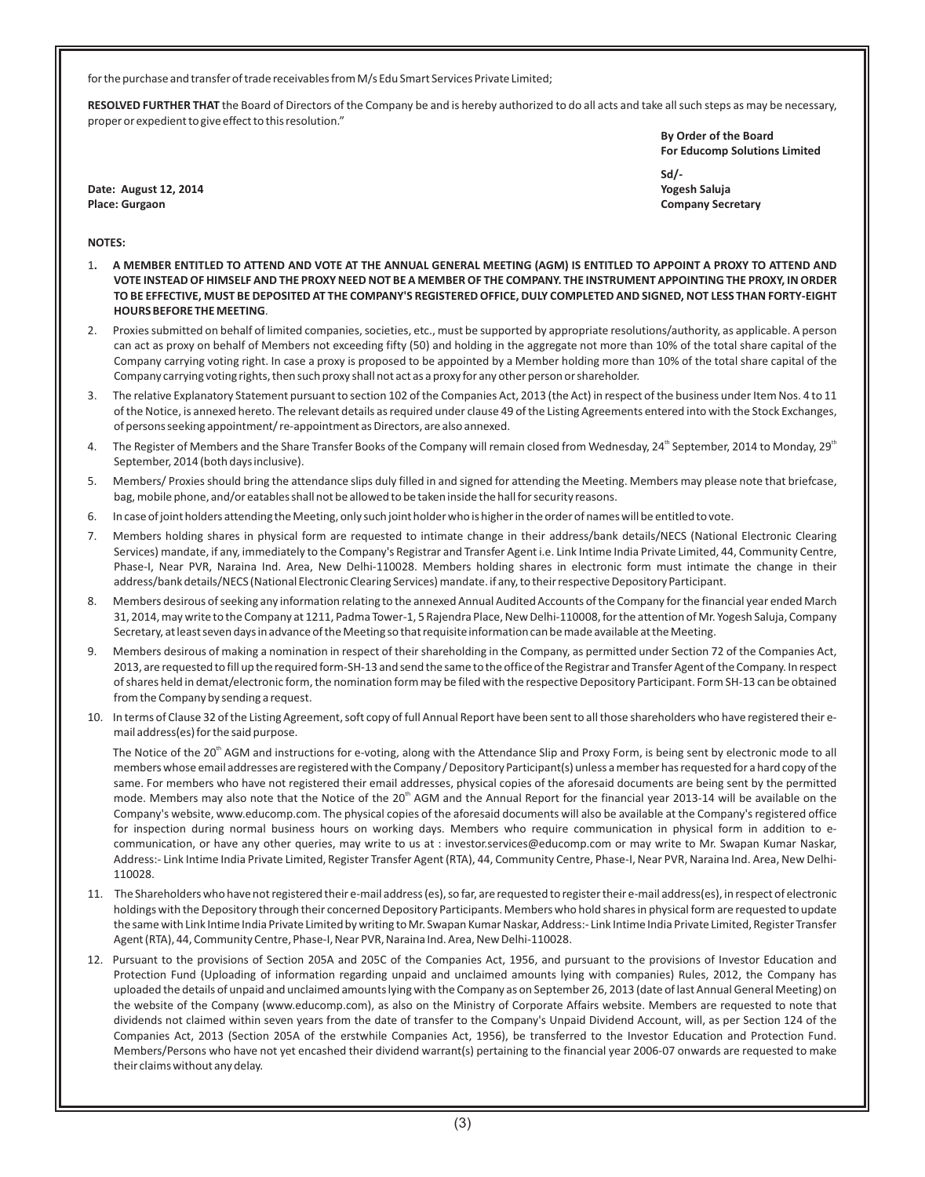for the purchase and transfer of trade receivables from M/s Edu Smart Services Private Limited;

**RESOLVED FURTHER THAT** the Board of Directors of the Company be and is hereby authorized to do all acts and take all such steps as may be necessary, proper or expedient to give effect to this resolution."

**By Order of the Board**
**For Educomp Solutions Limited**

**Sd/-**
**Yogesh Saluja**
**Company Secretary**

**Date: August 12, 2014**
**Place: Gurgaon**

**NOTES:**

1. **A MEMBER ENTITLED TO ATTEND AND VOTE AT THE ANNUAL GENERAL MEETING (AGM) IS ENTITLED TO APPOINT A PROXY TO ATTEND AND VOTE INSTEAD OF HIMSELF AND THE PROXY NEED NOT BE A MEMBER OF THE COMPANY. THE INSTRUMENT APPOINTING THE PROXY, IN ORDER TO BE EFFECTIVE, MUST BE DEPOSITED AT THE COMPANY'S REGISTERED OFFICE, DULY COMPLETED AND SIGNED, NOT LESS THAN FORTY-EIGHT HOURS BEFORE THE MEETING**.

2. Proxies submitted on behalf of limited companies, societies, etc., must be supported by appropriate resolutions/authority, as applicable. A person can act as proxy on behalf of Members not exceeding fifty (50) and holding in the aggregate not more than 10% of the total share capital of the Company carrying voting right. In case a proxy is proposed to be appointed by a Member holding more than 10% of the total share capital of the Company carrying voting rights, then such proxy shall not act as a proxy for any other person or shareholder.

3. The relative Explanatory Statement pursuant to section 102 of the Companies Act, 2013 (the Act) in respect of the business under Item Nos. 4 to 11 of the Notice, is annexed hereto. The relevant details as required under clause 49 of the Listing Agreements entered into with the Stock Exchanges, of persons seeking appointment/ re-appointment as Directors, are also annexed.

4. The Register of Members and the Share Transfer Books of the Company will remain closed from Wednesday, 24th September, 2014 to Monday, 29th September, 2014 (both days inclusive).

5. Members/ Proxies should bring the attendance slips duly filled in and signed for attending the Meeting. Members may please note that briefcase, bag, mobile phone, and/or eatables shall not be allowed to be taken inside the hall for security reasons.

6. In case of joint holders attending the Meeting, only such joint holder who is higher in the order of names will be entitled to vote.

7. Members holding shares in physical form are requested to intimate change in their address/bank details/NECS (National Electronic Clearing Services) mandate, if any, immediately to the Company's Registrar and Transfer Agent i.e. Link Intime India Private Limited, 44, Community Centre, Phase-I, Near PVR, Naraina Ind. Area, New Delhi-110028. Members holding shares in electronic form must intimate the change in their address/bank details/NECS (National Electronic Clearing Services) mandate. if any, to their respective Depository Participant.

8. Members desirous of seeking any information relating to the annexed Annual Audited Accounts of the Company for the financial year ended March 31, 2014, may write to the Company at 1211, Padma Tower-1, 5 Rajendra Place, New Delhi-110008, for the attention of Mr. Yogesh Saluja, Company Secretary, at least seven days in advance of the Meeting so that requisite information can be made available at the Meeting.

9. Members desirous of making a nomination in respect of their shareholding in the Company, as permitted under Section 72 of the Companies Act, 2013, are requested to fill up the required form-SH-13 and send the same to the office of the Registrar and Transfer Agent of the Company. In respect of shares held in demat/electronic form, the nomination form may be filed with the respective Depository Participant. Form SH-13 can be obtained from the Company by sending a request.

10. In terms of Clause 32 of the Listing Agreement, soft copy of full Annual Report have been sent to all those shareholders who have registered their e-mail address(es) for the said purpose.

    The Notice of the 20th AGM and instructions for e-voting, along with the Attendance Slip and Proxy Form, is being sent by electronic mode to all members whose email addresses are registered with the Company / Depository Participant(s) unless a member has requested for a hard copy of the same. For members who have not registered their email addresses, physical copies of the aforesaid documents are being sent by the permitted mode. Members may also note that the Notice of the 20th AGM and the Annual Report for the financial year 2013-14 will be available on the Company's website, www.educomp.com. The physical copies of the aforesaid documents will also be available at the Company's registered office for inspection during normal business hours on working days. Members who require communication in physical form in addition to e-communication, or have any other queries, may write to us at : investor.services@educomp.com or may write to Mr. Swapan Kumar Naskar, Address:- Link Intime India Private Limited, Register Transfer Agent (RTA), 44, Community Centre, Phase-I, Near PVR, Naraina Ind. Area, New Delhi-110028.

11. The Shareholders who have not registered their e-mail address (es), so far, are requested to register their e-mail address(es), in respect of electronic holdings with the Depository through their concerned Depository Participants. Members who hold shares in physical form are requested to update the same with Link Intime India Private Limited by writing to Mr. Swapan Kumar Naskar, Address:- Link Intime India Private Limited, Register Transfer Agent (RTA), 44, Community Centre, Phase-I, Near PVR, Naraina Ind. Area, New Delhi-110028.

12. Pursuant to the provisions of Section 205A and 205C of the Companies Act, 1956, and pursuant to the provisions of Investor Education and Protection Fund (Uploading of information regarding unpaid and unclaimed amounts lying with companies) Rules, 2012, the Company has uploaded the details of unpaid and unclaimed amounts lying with the Company as on September 26, 2013 (date of last Annual General Meeting) on the website of the Company (www.educomp.com), as also on the Ministry of Corporate Affairs website. Members are requested to note that dividends not claimed within seven years from the date of transfer to the Company's Unpaid Dividend Account, will, as per Section 124 of the Companies Act, 2013 (Section 205A of the erstwhile Companies Act, 1956), be transferred to the Investor Education and Protection Fund. Members/Persons who have not yet encashed their dividend warrant(s) pertaining to the financial year 2006-07 onwards are requested to make their claims without any delay.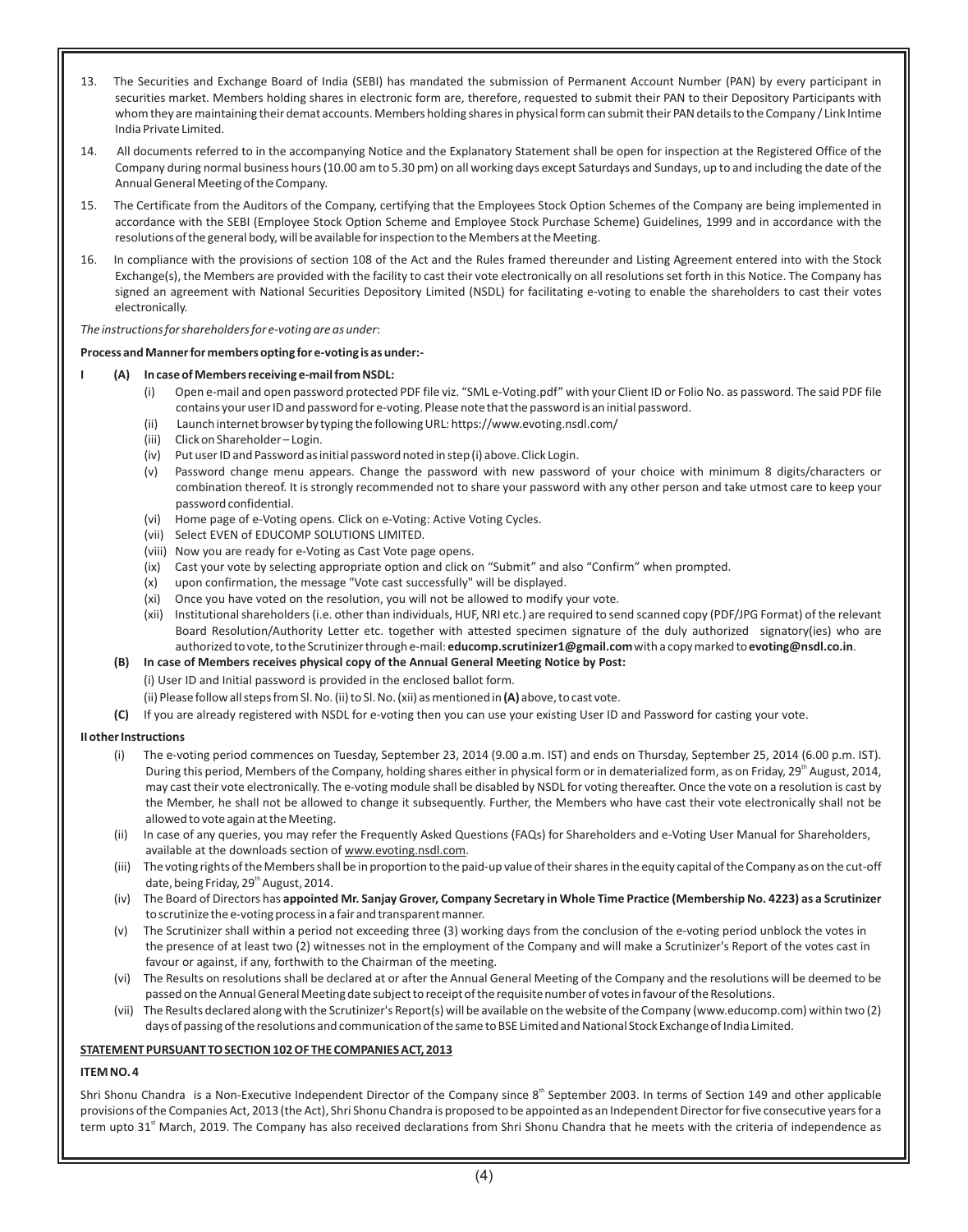13. The Securities and Exchange Board of India (SEBI) has mandated the submission of Permanent Account Number (PAN) by every participant in securities market. Members holding shares in electronic form are, therefore, requested to submit their PAN to their Depository Participants with whom they are maintaining their demat accounts. Members holding shares in physical form can submit their PAN details to the Company / Link Intime India Private Limited.

14. All documents referred to in the accompanying Notice and the Explanatory Statement shall be open for inspection at the Registered Office of the Company during normal business hours (10.00 am to 5.30 pm) on all working days except Saturdays and Sundays, up to and including the date of the Annual General Meeting of the Company.

15. The Certificate from the Auditors of the Company, certifying that the Employees Stock Option Schemes of the Company are being implemented in accordance with the SEBI (Employee Stock Option Scheme and Employee Stock Purchase Scheme) Guidelines, 1999 and in accordance with the resolutions of the general body, will be available for inspection to the Members at the Meeting.

16. In compliance with the provisions of section 108 of the Act and the Rules framed thereunder and Listing Agreement entered into with the Stock Exchange(s), the Members are provided with the facility to cast their vote electronically on all resolutions set forth in this Notice. The Company has signed an agreement with National Securities Depository Limited (NSDL) for facilitating e-voting to enable the shareholders to cast their votes electronically.

*The instructions for shareholders for e-voting are as under*:

**Process and Manner for members opting for e-voting is as under:-**

**I (A) In case of Members receiving e-mail from NSDL:**

- (i) Open e-mail and open password protected PDF file viz. "SML e-Voting.pdf" with your Client ID or Folio No. as password. The said PDF file contains your user ID and password for e-voting. Please note that the password is an initial password.
- (ii) Launch internet browser by typing the following URL: https://www.evoting.nsdl.com/
- (iii) Click on Shareholder – Login.
- (iv) Put user ID and Password as initial password noted in step (i) above. Click Login.
- (v) Password change menu appears. Change the password with new password of your choice with minimum 8 digits/characters or combination thereof. It is strongly recommended not to share your password with any other person and take utmost care to keep your password confidential.
- (vi) Home page of e-Voting opens. Click on e-Voting: Active Voting Cycles.
- (vii) Select EVEN of EDUCOMP SOLUTIONS LIMITED.
- (viii) Now you are ready for e-Voting as Cast Vote page opens.
- (ix) Cast your vote by selecting appropriate option and click on "Submit" and also "Confirm" when prompted.
- (x) upon confirmation, the message "Vote cast successfully" will be displayed.
- (xi) Once you have voted on the resolution, you will not be allowed to modify your vote.
- (xii) Institutional shareholders (i.e. other than individuals, HUF, NRI etc.) are required to send scanned copy (PDF/JPG Format) of the relevant Board Resolution/Authority Letter etc. together with attested specimen signature of the duly authorized signatory(ies) who are authorized to vote, to the Scrutinizer through e-mail: **educomp.scrutinizer1@gmail.com** with a copy marked to **evoting@nsdl.co.in**.

**(B) In case of Members receives physical copy of the Annual General Meeting Notice by Post:**

(i) User ID and Initial password is provided in the enclosed ballot form.

(ii) Please follow all steps from Sl. No. (ii) to Sl. No. (xii) as mentioned in **(A)** above, to cast vote.

**(C)** If you are already registered with NSDL for e-voting then you can use your existing User ID and Password for casting your vote.

**II other Instructions**

- (i) The e-voting period commences on Tuesday, September 23, 2014 (9.00 a.m. IST) and ends on Thursday, September 25, 2014 (6.00 p.m. IST). During this period, Members of the Company, holding shares either in physical form or in dematerialized form, as on Friday, 29th August, 2014, may cast their vote electronically. The e-voting module shall be disabled by NSDL for voting thereafter. Once the vote on a resolution is cast by the Member, he shall not be allowed to change it subsequently. Further, the Members who have cast their vote electronically shall not be allowed to vote again at the Meeting.
- (ii) In case of any queries, you may refer the Frequently Asked Questions (FAQs) for Shareholders and e-Voting User Manual for Shareholders, available at the downloads section of www.evoting.nsdl.com.
- (iii) The voting rights of the Members shall be in proportion to the paid-up value of their shares in the equity capital of the Company as on the cut-off date, being Friday, 29th August, 2014.
- (iv) The Board of Directors has **appointed Mr. Sanjay Grover, Company Secretary in Whole Time Practice (Membership No. 4223) as a Scrutinizer** to scrutinize the e-voting process in a fair and transparent manner.
- (v) The Scrutinizer shall within a period not exceeding three (3) working days from the conclusion of the e-voting period unblock the votes in the presence of at least two (2) witnesses not in the employment of the Company and will make a Scrutinizer's Report of the votes cast in favour or against, if any, forthwith to the Chairman of the meeting.
- (vi) The Results on resolutions shall be declared at or after the Annual General Meeting of the Company and the resolutions will be deemed to be passed on the Annual General Meeting date subject to receipt of the requisite number of votes in favour of the Resolutions.
- (vii) The Results declared along with the Scrutinizer's Report(s) will be available on the website of the Company (www.educomp.com) within two (2) days of passing of the resolutions and communication of the same to BSE Limited and National Stock Exchange of India Limited.

**STATEMENT PURSUANT TO SECTION 102 OF THE COMPANIES ACT, 2013**

**ITEM NO. 4**

Shri Shonu Chandra is a Non-Executive Independent Director of the Company since 8th September 2003. In terms of Section 149 and other applicable provisions of the Companies Act, 2013 (the Act), Shri Shonu Chandra is proposed to be appointed as an Independent Director for five consecutive years for a term upto 31st March, 2019. The Company has also received declarations from Shri Shonu Chandra that he meets with the criteria of independence as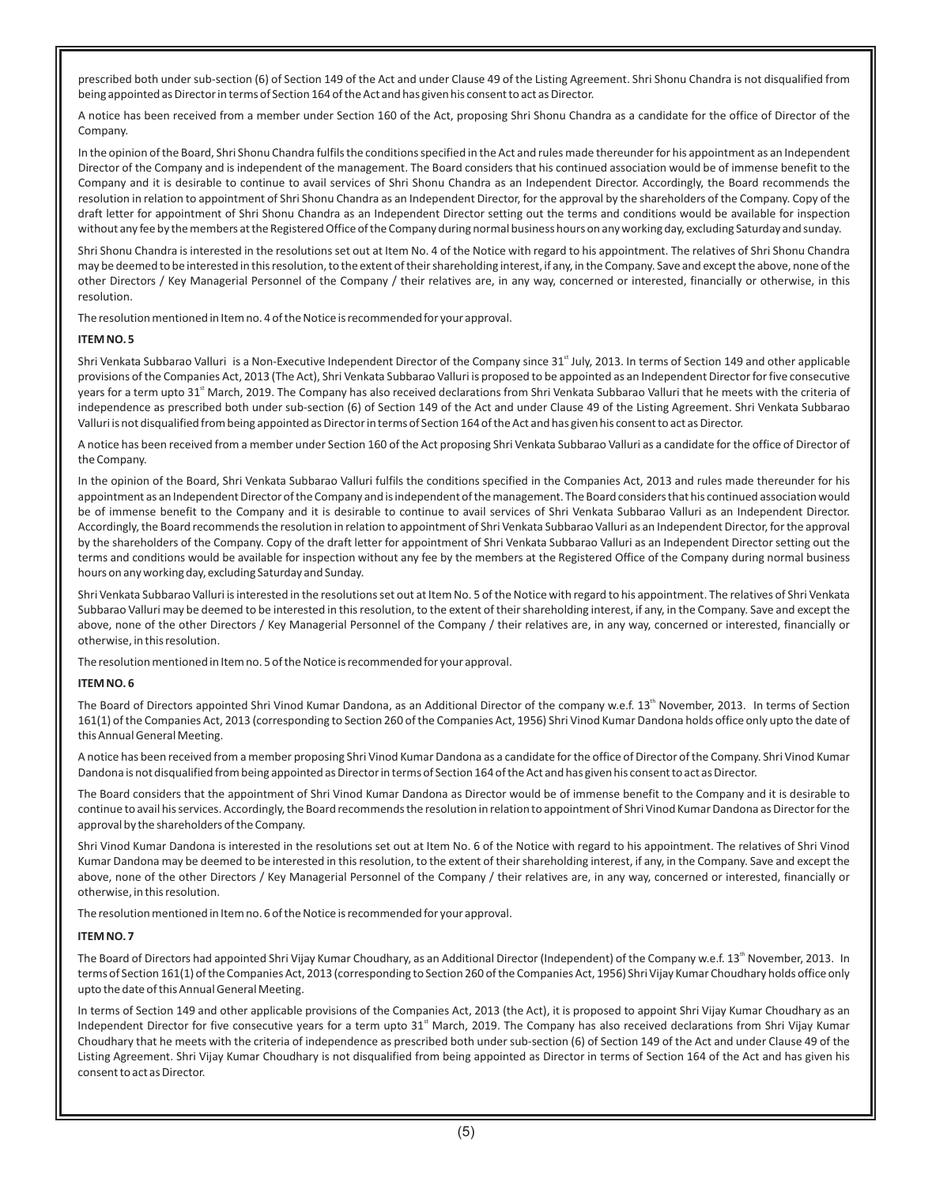prescribed both under sub-section (6) of Section 149 of the Act and under Clause 49 of the Listing Agreement. Shri Shonu Chandra is not disqualified from being appointed as Director in terms of Section 164 of the Act and has given his consent to act as Director.

A notice has been received from a member under Section 160 of the Act, proposing Shri Shonu Chandra as a candidate for the office of Director of the Company.

In the opinion of the Board, Shri Shonu Chandra fulfils the conditions specified in the Act and rules made thereunder for his appointment as an Independent Director of the Company and is independent of the management. The Board considers that his continued association would be of immense benefit to the Company and it is desirable to continue to avail services of Shri Shonu Chandra as an Independent Director. Accordingly, the Board recommends the resolution in relation to appointment of Shri Shonu Chandra as an Independent Director, for the approval by the shareholders of the Company. Copy of the draft letter for appointment of Shri Shonu Chandra as an Independent Director setting out the terms and conditions would be available for inspection without any fee by the members at the Registered Office of the Company during normal business hours on any working day, excluding Saturday and sunday.

Shri Shonu Chandra is interested in the resolutions set out at Item No. 4 of the Notice with regard to his appointment. The relatives of Shri Shonu Chandra may be deemed to be interested in this resolution, to the extent of their shareholding interest, if any, in the Company. Save and except the above, none of the other Directors / Key Managerial Personnel of the Company / their relatives are, in any way, concerned or interested, financially or otherwise, in this resolution.

The resolution mentioned in Item no. 4 of the Notice is recommended for your approval.

**ITEM NO. 5**

Shri Venkata Subbarao Valluri is a Non-Executive Independent Director of the Company since 31st July, 2013. In terms of Section 149 and other applicable provisions of the Companies Act, 2013 (The Act), Shri Venkata Subbarao Valluri is proposed to be appointed as an Independent Director for five consecutive years for a term upto 31st March, 2019. The Company has also received declarations from Shri Venkata Subbarao Valluri that he meets with the criteria of independence as prescribed both under sub-section (6) of Section 149 of the Act and under Clause 49 of the Listing Agreement. Shri Venkata Subbarao Valluri is not disqualified from being appointed as Director in terms of Section 164 of the Act and has given his consent to act as Director.

A notice has been received from a member under Section 160 of the Act proposing Shri Venkata Subbarao Valluri as a candidate for the office of Director of the Company.

In the opinion of the Board, Shri Venkata Subbarao Valluri fulfils the conditions specified in the Companies Act, 2013 and rules made thereunder for his appointment as an Independent Director of the Company and is independent of the management. The Board considers that his continued association would be of immense benefit to the Company and it is desirable to continue to avail services of Shri Venkata Subbarao Valluri as an Independent Director. Accordingly, the Board recommends the resolution in relation to appointment of Shri Venkata Subbarao Valluri as an Independent Director, for the approval by the shareholders of the Company. Copy of the draft letter for appointment of Shri Venkata Subbarao Valluri as an Independent Director setting out the terms and conditions would be available for inspection without any fee by the members at the Registered Office of the Company during normal business hours on any working day, excluding Saturday and Sunday.

Shri Venkata Subbarao Valluri is interested in the resolutions set out at Item No. 5 of the Notice with regard to his appointment. The relatives of Shri Venkata Subbarao Valluri may be deemed to be interested in this resolution, to the extent of their shareholding interest, if any, in the Company. Save and except the above, none of the other Directors / Key Managerial Personnel of the Company / their relatives are, in any way, concerned or interested, financially or otherwise, in this resolution.

The resolution mentioned in Item no. 5 of the Notice is recommended for your approval.

**ITEM NO. 6**

The Board of Directors appointed Shri Vinod Kumar Dandona, as an Additional Director of the company w.e.f. 13th November, 2013. In terms of Section 161(1) of the Companies Act, 2013 (corresponding to Section 260 of the Companies Act, 1956) Shri Vinod Kumar Dandona holds office only upto the date of this Annual General Meeting.

A notice has been received from a member proposing Shri Vinod Kumar Dandona as a candidate for the office of Director of the Company. Shri Vinod Kumar Dandona is not disqualified from being appointed as Director in terms of Section 164 of the Act and has given his consent to act as Director.

The Board considers that the appointment of Shri Vinod Kumar Dandona as Director would be of immense benefit to the Company and it is desirable to continue to avail his services. Accordingly, the Board recommends the resolution in relation to appointment of Shri Vinod Kumar Dandona as Director for the approval by the shareholders of the Company.

Shri Vinod Kumar Dandona is interested in the resolutions set out at Item No. 6 of the Notice with regard to his appointment. The relatives of Shri Vinod Kumar Dandona may be deemed to be interested in this resolution, to the extent of their shareholding interest, if any, in the Company. Save and except the above, none of the other Directors / Key Managerial Personnel of the Company / their relatives are, in any way, concerned or interested, financially or otherwise, in this resolution.

The resolution mentioned in Item no. 6 of the Notice is recommended for your approval.

**ITEM NO. 7**

The Board of Directors had appointed Shri Vijay Kumar Choudhary, as an Additional Director (Independent) of the Company w.e.f. 13th November, 2013. In terms of Section 161(1) of the Companies Act, 2013 (corresponding to Section 260 of the Companies Act, 1956) Shri Vijay Kumar Choudhary holds office only upto the date of this Annual General Meeting.

In terms of Section 149 and other applicable provisions of the Companies Act, 2013 (the Act), it is proposed to appoint Shri Vijay Kumar Choudhary as an Independent Director for five consecutive years for a term upto 31st March, 2019. The Company has also received declarations from Shri Vijay Kumar Choudhary that he meets with the criteria of independence as prescribed both under sub-section (6) of Section 149 of the Act and under Clause 49 of the Listing Agreement. Shri Vijay Kumar Choudhary is not disqualified from being appointed as Director in terms of Section 164 of the Act and has given his consent to act as Director.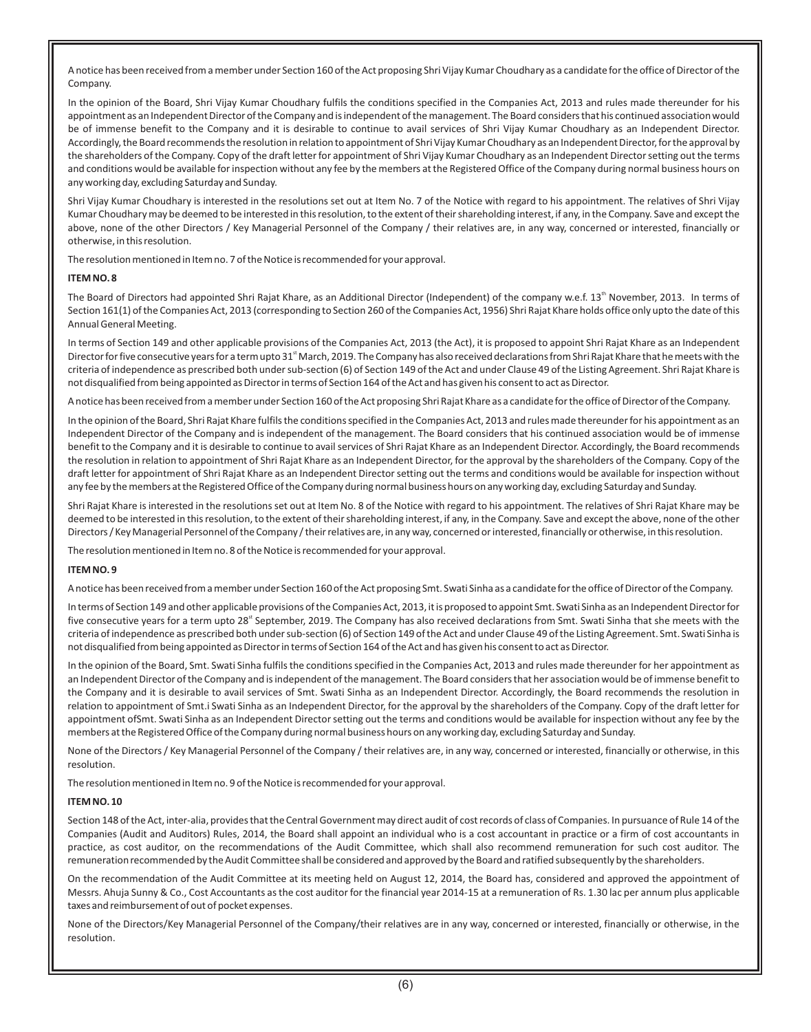A notice has been received from a member under Section 160 of the Act proposing Shri Vijay Kumar Choudhary as a candidate for the office of Director of the Company.

In the opinion of the Board, Shri Vijay Kumar Choudhary fulfils the conditions specified in the Companies Act, 2013 and rules made thereunder for his appointment as an Independent Director of the Company and is independent of the management. The Board considers that his continued association would be of immense benefit to the Company and it is desirable to continue to avail services of Shri Vijay Kumar Choudhary as an Independent Director. Accordingly, the Board recommends the resolution in relation to appointment of Shri Vijay Kumar Choudhary as an Independent Director, for the approval by the shareholders of the Company. Copy of the draft letter for appointment of Shri Vijay Kumar Choudhary as an Independent Director setting out the terms and conditions would be available for inspection without any fee by the members at the Registered Office of the Company during normal business hours on any working day, excluding Saturday and Sunday.

Shri Vijay Kumar Choudhary is interested in the resolutions set out at Item No. 7 of the Notice with regard to his appointment. The relatives of Shri Vijay Kumar Choudhary may be deemed to be interested in this resolution, to the extent of their shareholding interest, if any, in the Company. Save and except the above, none of the other Directors / Key Managerial Personnel of the Company / their relatives are, in any way, concerned or interested, financially or otherwise, in this resolution.

The resolution mentioned in Item no. 7 of the Notice is recommended for your approval.

**ITEM NO. 8**

The Board of Directors had appointed Shri Rajat Khare, as an Additional Director (Independent) of the company w.e.f. 13th November, 2013. In terms of Section 161(1) of the Companies Act, 2013 (corresponding to Section 260 of the Companies Act, 1956) Shri Rajat Khare holds office only upto the date of this Annual General Meeting.

In terms of Section 149 and other applicable provisions of the Companies Act, 2013 (the Act), it is proposed to appoint Shri Rajat Khare as an Independent Director for five consecutive years for a term upto 31st March, 2019. The Company has also received declarations from Shri Rajat Khare that he meets with the criteria of independence as prescribed both under sub-section (6) of Section 149 of the Act and under Clause 49 of the Listing Agreement. Shri Rajat Khare is not disqualified from being appointed as Director in terms of Section 164 of the Act and has given his consent to act as Director.

A notice has been received from a member under Section 160 of the Act proposing Shri Rajat Khare as a candidate for the office of Director of the Company.

In the opinion of the Board, Shri Rajat Khare fulfils the conditions specified in the Companies Act, 2013 and rules made thereunder for his appointment as an Independent Director of the Company and is independent of the management. The Board considers that his continued association would be of immense benefit to the Company and it is desirable to continue to avail services of Shri Rajat Khare as an Independent Director. Accordingly, the Board recommends the resolution in relation to appointment of Shri Rajat Khare as an Independent Director, for the approval by the shareholders of the Company. Copy of the draft letter for appointment of Shri Rajat Khare as an Independent Director setting out the terms and conditions would be available for inspection without any fee by the members at the Registered Office of the Company during normal business hours on any working day, excluding Saturday and Sunday.

Shri Rajat Khare is interested in the resolutions set out at Item No. 8 of the Notice with regard to his appointment. The relatives of Shri Rajat Khare may be deemed to be interested in this resolution, to the extent of their shareholding interest, if any, in the Company. Save and except the above, none of the other Directors / Key Managerial Personnel of the Company / their relatives are, in any way, concerned or interested, financially or otherwise, in this resolution.

The resolution mentioned in Item no. 8 of the Notice is recommended for your approval.

**ITEM NO. 9**

A notice has been received from a member under Section 160 of the Act proposing Smt. Swati Sinha as a candidate for the office of Director of the Company.

In terms of Section 149 and other applicable provisions of the Companies Act, 2013, it is proposed to appoint Smt. Swati Sinha as an Independent Director for five consecutive years for a term upto 28st September, 2019. The Company has also received declarations from Smt. Swati Sinha that she meets with the criteria of independence as prescribed both under sub-section (6) of Section 149 of the Act and under Clause 49 of the Listing Agreement. Smt. Swati Sinha is not disqualified from being appointed as Director in terms of Section 164 of the Act and has given his consent to act as Director.

In the opinion of the Board, Smt. Swati Sinha fulfils the conditions specified in the Companies Act, 2013 and rules made thereunder for her appointment as an Independent Director of the Company and is independent of the management. The Board considers that her association would be of immense benefit to the Company and it is desirable to avail services of Smt. Swati Sinha as an Independent Director. Accordingly, the Board recommends the resolution in relation to appointment of Smt.i Swati Sinha as an Independent Director, for the approval by the shareholders of the Company. Copy of the draft letter for appointment ofSmt. Swati Sinha as an Independent Director setting out the terms and conditions would be available for inspection without any fee by the members at the Registered Office of the Company during normal business hours on any working day, excluding Saturday and Sunday.

None of the Directors / Key Managerial Personnel of the Company / their relatives are, in any way, concerned or interested, financially or otherwise, in this resolution.

The resolution mentioned in Item no. 9 of the Notice is recommended for your approval.

**ITEM NO. 10**

Section 148 of the Act, inter-alia, provides that the Central Government may direct audit of cost records of class of Companies. In pursuance of Rule 14 of the Companies (Audit and Auditors) Rules, 2014, the Board shall appoint an individual who is a cost accountant in practice or a firm of cost accountants in practice, as cost auditor, on the recommendations of the Audit Committee, which shall also recommend remuneration for such cost auditor. The remuneration recommended by the Audit Committee shall be considered and approved by the Board and ratified subsequently by the shareholders.

On the recommendation of the Audit Committee at its meeting held on August 12, 2014, the Board has, considered and approved the appointment of Messrs. Ahuja Sunny & Co., Cost Accountants as the cost auditor for the financial year 2014-15 at a remuneration of Rs. 1.30 lac per annum plus applicable taxes and reimbursement of out of pocket expenses.

None of the Directors/Key Managerial Personnel of the Company/their relatives are in any way, concerned or interested, financially or otherwise, in the resolution.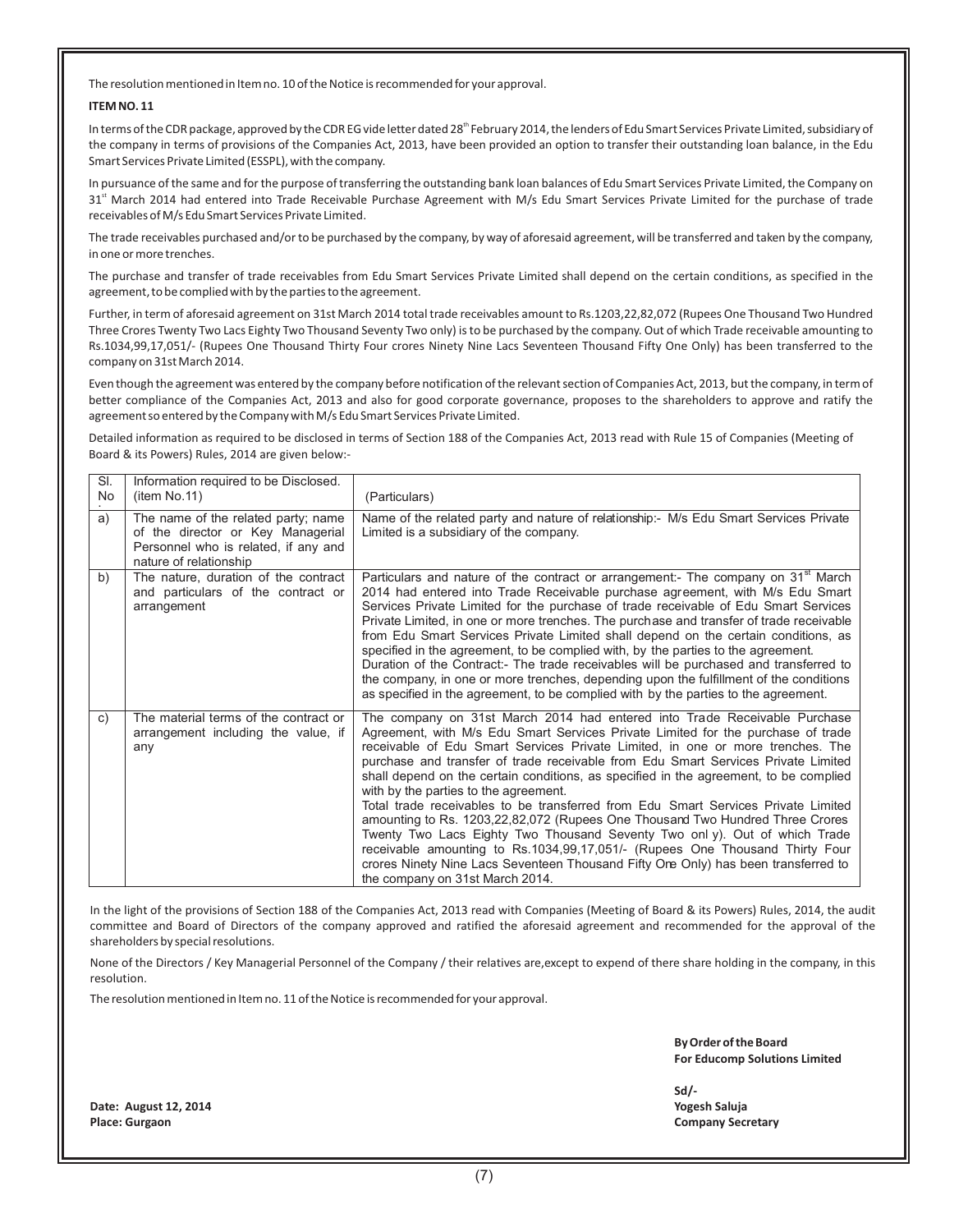The resolution mentioned in Item no. 10 of the Notice is recommended for your approval.

**ITEM NO. 11**

In terms of the CDR package, approved by the CDR EG vide letter dated 28th February 2014, the lenders of Edu Smart Services Private Limited, subsidiary of the company in terms of provisions of the Companies Act, 2013, have been provided an option to transfer their outstanding loan balance, in the Edu Smart Services Private Limited (ESSPL), with the company.

In pursuance of the same and for the purpose of transferring the outstanding bank loan balances of Edu Smart Services Private Limited, the Company on 31st March 2014 had entered into Trade Receivable Purchase Agreement with M/s Edu Smart Services Private Limited for the purchase of trade receivables of M/s Edu Smart Services Private Limited.

The trade receivables purchased and/or to be purchased by the company, by way of aforesaid agreement, will be transferred and taken by the company, in one or more trenches.

The purchase and transfer of trade receivables from Edu Smart Services Private Limited shall depend on the certain conditions, as specified in the agreement, to be complied with by the parties to the agreement.

Further, in term of aforesaid agreement on 31st March 2014 total trade receivables amount to Rs.1203,22,82,072 (Rupees One Thousand Two Hundred Three Crores Twenty Two Lacs Eighty Two Thousand Seventy Two only) is to be purchased by the company. Out of which Trade receivable amounting to Rs.1034,99,17,051/- (Rupees One Thousand Thirty Four crores Ninety Nine Lacs Seventeen Thousand Fifty One Only) has been transferred to the company on 31st March 2014.

Even though the agreement was entered by the company before notification of the relevant section of Companies Act, 2013, but the company, in term of better compliance of the Companies Act, 2013 and also for good corporate governance, proposes to the shareholders to approve and ratify the agreement so entered by the Company with M/s Edu Smart Services Private Limited.

Detailed information as required to be disclosed in terms of Section 188 of the Companies Act, 2013 read with Rule 15 of Companies (Meeting of Board & its Powers) Rules, 2014 are given below:-

| Sl. No. | Information required to be Disclosed. (item No.11) | (Particulars) |
|---|---|---|
| a) | The name of the related party; name of the director or Key Managerial Personnel who is related, if any and nature of relationship | Name of the related party and nature of relationship:- M/s Edu Smart Services Private Limited is a subsidiary of the company. |
| b) | The nature, duration of the contract and particulars of the contract or arrangement | Particulars and nature of the contract or arrangement:- The company on 31st March 2014 had entered into Trade Receivable purchase agreement, with M/s Edu Smart Services Private Limited for the purchase of trade receivable of Edu Smart Services Private Limited, in one or more trenches. The purchase and transfer of trade receivable from Edu Smart Services Private Limited shall depend on the certain conditions, as specified in the agreement, to be complied with, by the parties to the agreement. Duration of the Contract:- The trade receivables will be purchased and transferred to the company, in one or more trenches, depending upon the fulfillment of the conditions as specified in the agreement, to be complied with by the parties to the agreement. |
| c) | The material terms of the contract or arrangement including the value, if any | The company on 31st March 2014 had entered into Trade Receivable Purchase Agreement, with M/s Edu Smart Services Private Limited for the purchase of trade receivable of Edu Smart Services Private Limited, in one or more trenches. The purchase and transfer of trade receivable from Edu Smart Services Private Limited shall depend on the certain conditions, as specified in the agreement, to be complied with by the parties to the agreement. Total trade receivables to be transferred from Edu Smart Services Private Limited amounting to Rs. 1203,22,82,072 (Rupees One Thousand Two Hundred Three Crores Twenty Two Lacs Eighty Two Thousand Seventy Two only). Out of which Trade receivable amounting to Rs.1034,99,17,051/- (Rupees One Thousand Thirty Four crores Ninety Nine Lacs Seventeen Thousand Fifty One Only) has been transferred to the company on 31st March 2014. |

In the light of the provisions of Section 188 of the Companies Act, 2013 read with Companies (Meeting of Board & its Powers) Rules, 2014, the audit committee and Board of Directors of the company approved and ratified the aforesaid agreement and recommended for the approval of the shareholders by special resolutions.

None of the Directors / Key Managerial Personnel of the Company / their relatives are,except to expend of there share holding in the company, in this resolution.

The resolution mentioned in Item no. 11 of the Notice is recommended for your approval.

**By Order of the Board**
**For Educomp Solutions Limited**

**Sd/-**
**Yogesh Saluja**
**Company Secretary**

**Date: August 12, 2014**
**Place: Gurgaon**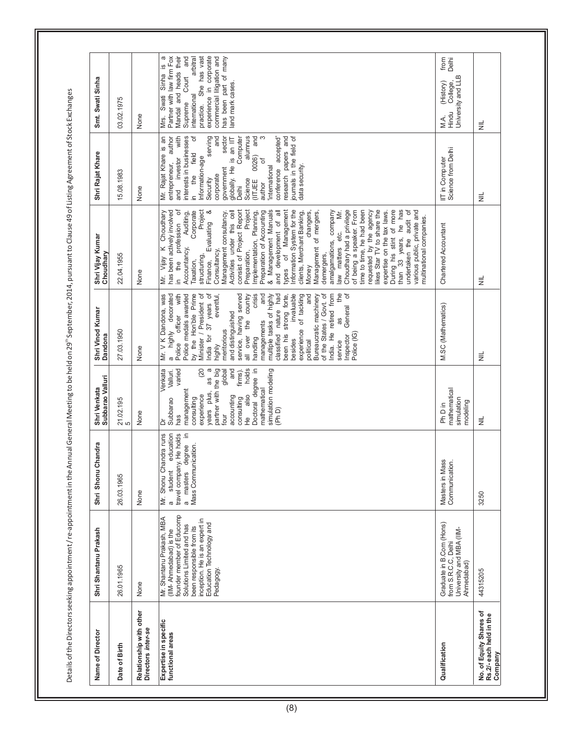Details of the Directors seeking appointment/re-appointment in the Annual General Meeting to be held on 29[th] September, 2014, pursuant to Clause 49 of Listing Agreement of Stock Exchanges

| Name of Director | Shri Shantanu Prakash | Shri Shonu Chandra | Shri Venkata Subbarao Valluri | Shri Vinod Kumar Dandona | Shri Vijay Kumar Choudhary | Shri Rajat Khare | Smt. Swati Sinha |
|---|---|---|---|---|---|---|---|
| Date of Birth | 26.01.1965 | 26.03.1965 | 21.02.1955 | 27.03.1950 | 22.04.1955 | 15.08.1983 | 03.02.1975 |
| Relationship with other Directors *inter-se* | None | None | None | None | None | None | None |
| Expertise in specific functional areas | Mr. Shantanu Prakash, MBA (IIM- Ahmedabad) is the founder member of Educomp Solutions Limited and has been responsible from its inception. He is an expert in Education Technology and Pedagogy. | Mr. Shonu Chandra runs a student education travel company. He holds a masters degree in Mass Communication. | Dr Venkata Subbarao Valluri. has varied management consulting experience (20 years plus, as a partner with the big four global accounting and consulting firms). He also holds Doctoral degree in mathematical simulation modeling (Ph D) | Mr. V K Dandona, was a highly decorated Police officer with Police medals awarded by the Hon'ble Prime Minister / President of India for 37 years of highly eventful, meritorious and distinguished service, having served all over the country handling crisis managements and multiple tasks of highly classified nature had been his strong forte, besides invaluable experience of tackling political and Bureaucratic machinery of the States / Govt. of India. He retired from service as the Inspector General of Police (IG) | Mr. Vijay K Choudhary has been actively involved in the profession of Accountancy, Auditing, Taxation, Corporate structuring, Project Finance, Evaluating & Consultancy, Management consultancy. Activities under this cell consist of Project Report Preparation, Project Implementation, Planning, Preparation of Accounting & Management Manuals and development of all types of Management Information System for the clients, Merchant Banking, Money changers, Management of mergers, demergers, amalgamations, company law matters etc. Mr. Choudhary had a privilege of being a speaker. From time to time, he had been requested by the agency likes Star TV to share the expertise on the tax laws. During his stint of more than 33 years, he has undertaken the audit of various public, private and multinational companies. | Mr. Rajat Khare is an entrepreneur, author and investor with interests in businesses in the field of Information-age Security serving corporate and government sector globally. He is an IIT Delhi Computer Science alumnus (IITJEE 0026) and author of 3 'international conference accepted' research papers and journals in the field of data security. | Mrs. Swati Sinha is a Partner with law firm Fox Mandal and heads their Supreme Court and international arbitral practice. She has vast experience in corporate commercial litigation and has been part of many land mark cases. |
| Qualification | Graduate in B.Com (Hons) from S.R.C.C, Delhi University and MBA (IIM-Ahmedabad) | Masters in Mass Communication. | Ph D in mathematical simulation modeling | M.SC (Mathematics) | Chartered Accountant | IIT in Computer Science from Delhi | M.A. (History) from Hindu College, Delhi University and LLB |
| No. of Equity Shares of Rs.2/- each held in the Company | 44315205 | 3250 | NIL | NIL | NIL | NIL | NIL |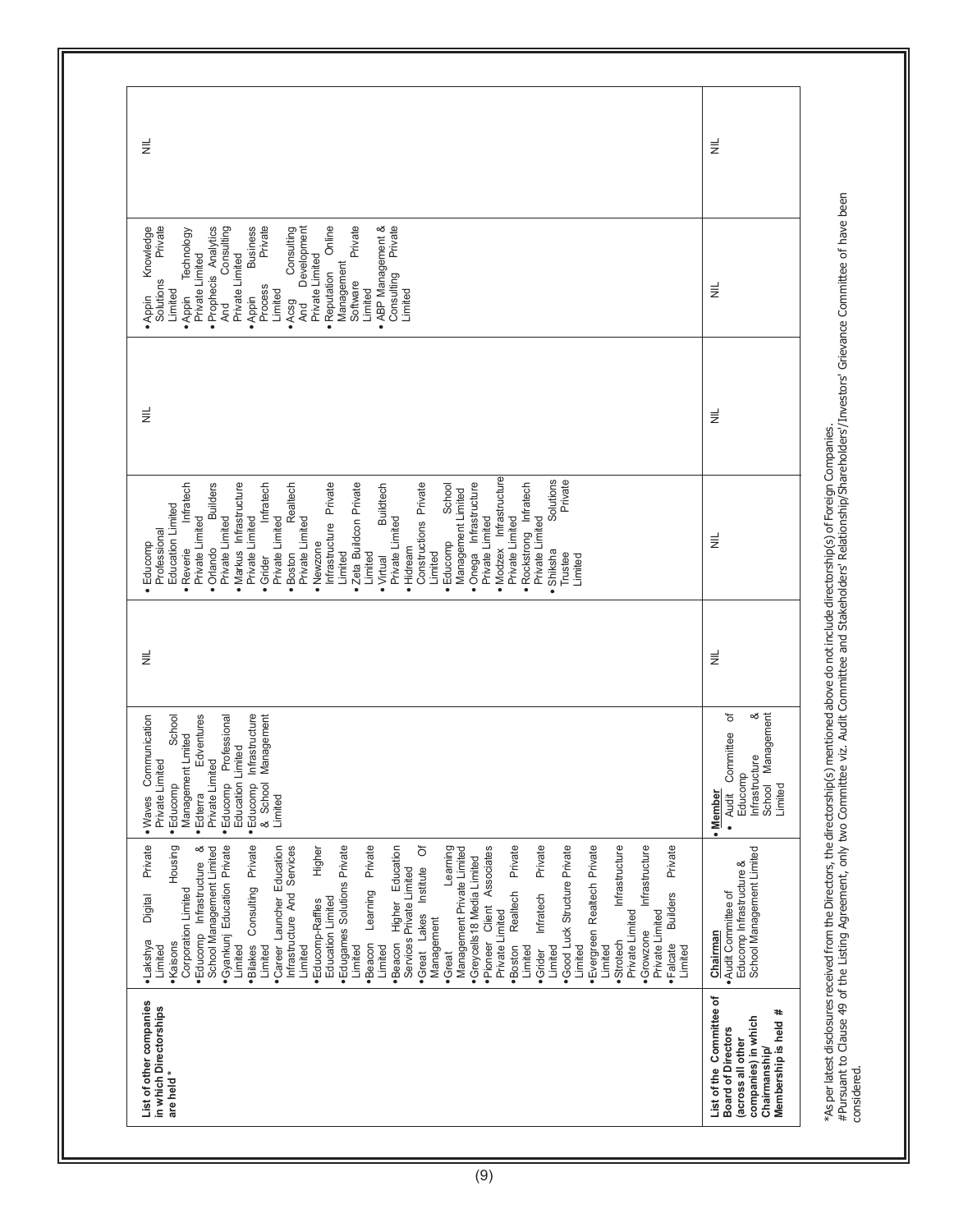| List of other companies in which Directorships are held * | • Lakshya Digital Private Limited<br>• Kaisons Housing Corporation Limited<br>• Educomp Infrastructure & School Management Limited<br>• Gyankunj Education Private Limited<br>• Bilakes Consulting Private Limited<br>• Career Launcher Education Infrastructure And Services Limited<br>• Educomp-Raffles Higher Education Limited<br>• Edugames Solutions Private Limited<br>• Beacon Learning Private Limited<br>• Beacon Higher Education Services Private Limited<br>• Great Lakes Institute Of Management<br>• Great Learning Management Private Limited<br>• Greycells18 Media Limited<br>• Pioneer Client Associates Private Limited<br>• Boston Realtech Private Limited<br>• Grider Infratech Private Limited<br>• Good Luck Structure Private Limited<br>• Evergreen Realtech Private Limited<br>• Strotech Infrastructure Private Limited<br>• Growzone Infrastructure Private Limited<br>• Falcate Builders Private Limited | • Waves Communication Private Limited<br>• Educomp School Management Limited<br>• Edterra Edventures Private Limited<br>• Educomp Professional Education Limited<br>• Educomp Infrastructure & School Management Limited | NIL | • Educomp Professional Education Limited<br>• Reverie Infratech Private Limited<br>• Orlando Builders Private Limited<br>• Markus Infrastructure Private Limited<br>• Grider Infratech Private Limited<br>• Boston Realtech Private Limited<br>• Newzone Infrastructure Private Limited<br>• Zeta Buildcon Private Limited<br>• Virtual Buildtech Private Limited<br>• Hidream Constructions Private Limited<br>• Educomp School Management Limited<br>• Onega Infrastructure Private Limited<br>• Modzex Infrastructure Private Limited<br>• Rockstrong Infratech Private Limited<br>• Shiksha Solutions Trustee Private Limited | NIL | • Appin Knowledge Solutions Private Limited<br>• Appin Technology Private Limited<br>• Prophecis Analytics And Consulting Private Limited<br>• Appin Business Process Private Limited<br>• Acsg Consulting And Development Private Limited<br>• Reputation Online Management Software Private Limited<br>• ABP Management & Consulting Private Limited | NIL |
|---|---|---|---|---|---|---|---|
| List of the Committee of Board of Directors (across all other companies) in which Chairmanship/ Membership is held # | **Chairman**<br>• Audit Committee of Educomp Infrastructure & School Management Limited | • **Member**<br>• Audit Committee of Educomp Infrastructure & School Management Limited | NIL | NIL | NIL | NIL | NIL |

*As per latest disclosures received from the Directors, the directorship(s) mentioned above do not include directorship(s) of Foreign Companies.
#Pursuant to Clause 49 of the Listing Agreement, only two Committee viz. Audit Committee and Stakeholders' Relationship/Shareholders'/Investors' Grievance Committee of have been considered.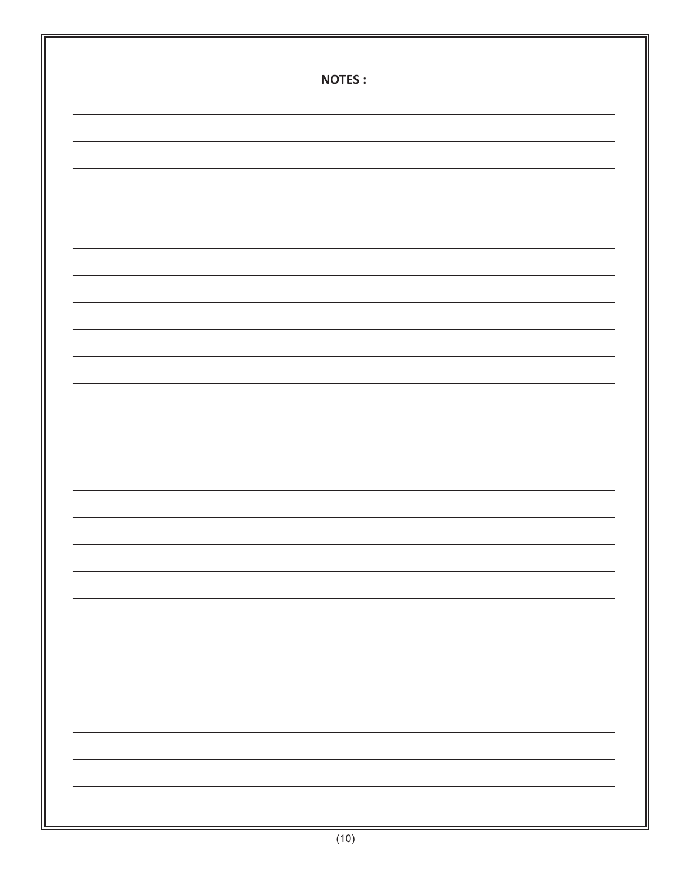**NOTES :**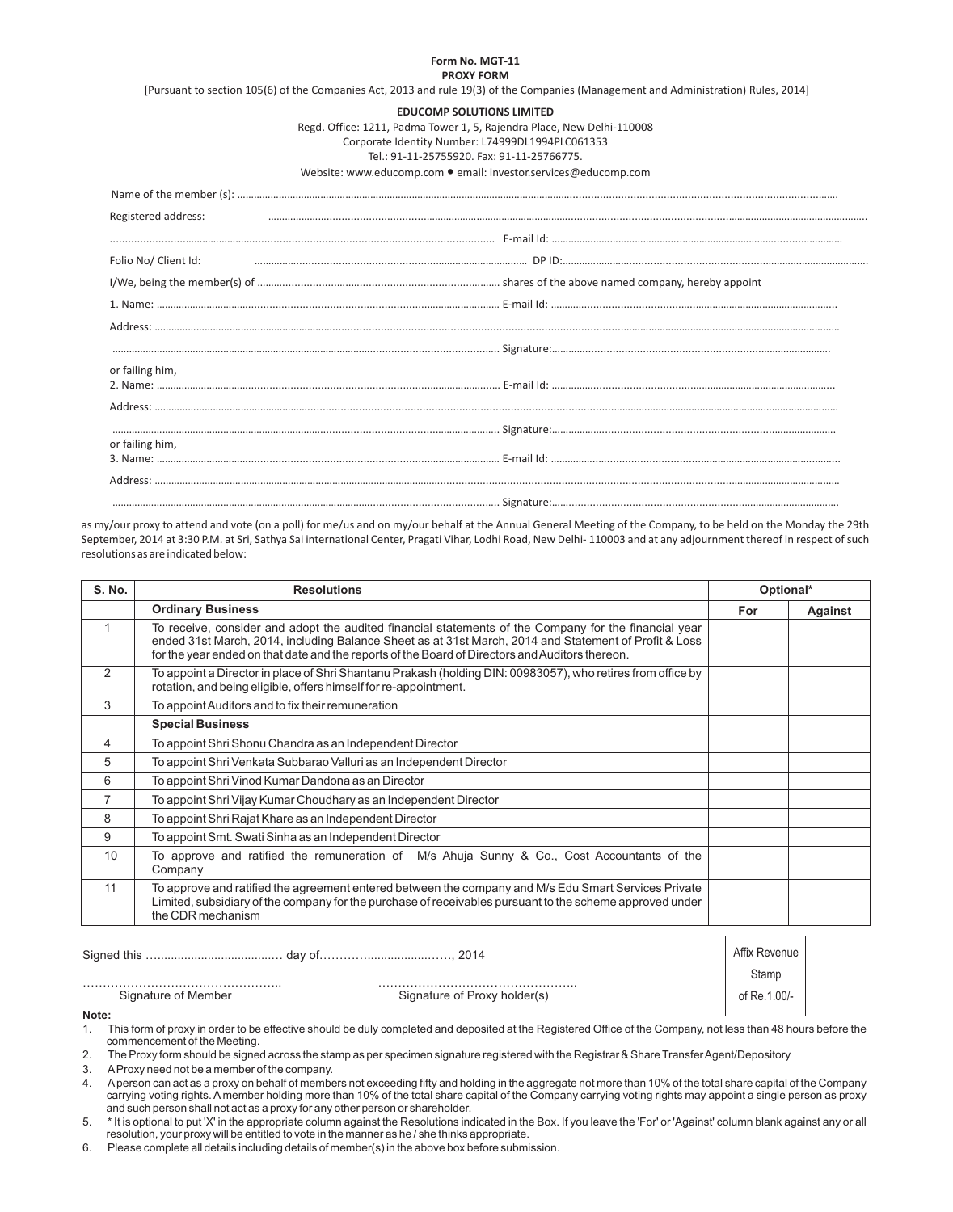**Form No. MGT-11**
**PROXY FORM**

[Pursuant to section 105(6) of the Companies Act, 2013 and rule 19(3) of the Companies (Management and Administration) Rules, 2014]

**EDUCOMP SOLUTIONS LIMITED**

Regd. Office: 1211, Padma Tower 1, 5, Rajendra Place, New Delhi-110008
Corporate Identity Number: L74999DL1994PLC061353
Tel.: 91-11-25755920. Fax: 91-11-25766775.
Website: www.educomp.com • email: investor.services@educomp.com

Name of the member (s): ....................................................................................................

Registered address: ....................................................................................................

.................................................................... E-mail Id: ....................................................................

Folio No/ Client Id: .................................................................... DP ID:....................................................................

I/We, being the member(s) of .................................................................... shares of the above named company, hereby appoint

1. Name: .................................................................... E-mail Id: ....................................................................

Address: ....................................................................................................

.................................................................... Signature:....................................................................

or failing him,

2. Name: .................................................................... E-mail Id: ....................................................................

Address: ....................................................................................................

.................................................................... Signature:....................................................................

or failing him,

3. Name: .................................................................... E-mail Id: ....................................................................

Address: ....................................................................................................

.................................................................... Signature:....................................................................

as my/our proxy to attend and vote (on a poll) for me/us and on my/our behalf at the Annual General Meeting of the Company, to be held on the Monday the 29th September, 2014 at 3:30 P.M. at Sri, Sathya Sai international Center, Pragati Vihar, Lodhi Road, New Delhi- 110003 and at any adjournment thereof in respect of such resolutions as are indicated below:

| S. No. | Resolutions | Optional* | |
|---|---|---|---|
| | **Ordinary Business** | **For** | **Against** |
| 1 | To receive, consider and adopt the audited financial statements of the Company for the financial year ended 31st March, 2014, including Balance Sheet as at 31st March, 2014 and Statement of Profit & Loss for the year ended on that date and the reports of the Board of Directors and Auditors thereon. | | |
| 2 | To appoint a Director in place of Shri Shantanu Prakash (holding DIN: 00983057), who retires from office by rotation, and being eligible, offers himself for re-appointment. | | |
| 3 | To appoint Auditors and to fix their remuneration | | |
| | **Special Business** | | |
| 4 | To appoint Shri Shonu Chandra as an Independent Director | | |
| 5 | To appoint Shri Venkata Subbarao Valluri as an Independent Director | | |
| 6 | To appoint Shri Vinod Kumar Dandona as an Director | | |
| 7 | To appoint Shri Vijay Kumar Choudhary as an Independent Director | | |
| 8 | To appoint Shri Rajat Khare as an Independent Director | | |
| 9 | To appoint Smt. Swati Sinha as an Independent Director | | |
| 10 | To approve and ratified the remuneration of M/s Ahuja Sunny & Co., Cost Accountants of the Company | | |
| 11 | To approve and ratified the agreement entered between the company and M/s Edu Smart Services Private Limited, subsidiary of the company for the purchase of receivables pursuant to the scheme approved under the CDR mechanism | | |

Signed this ........................................ day of........................................, 2014

Affix Revenue Stamp of Re.1.00/-

.............................................. Signature of Member

.............................................. Signature of Proxy holder(s)

**Note:**

1. This form of proxy in order to be effective should be duly completed and deposited at the Registered Office of the Company, not less than 48 hours before the commencement of the Meeting.
2. The Proxy form should be signed across the stamp as per specimen signature registered with the Registrar & Share Transfer Agent/Depository
3. A Proxy need not be a member of the company.
4. A person can act as a proxy on behalf of members not exceeding fifty and holding in the aggregate not more than 10% of the total share capital of the Company carrying voting rights. A member holding more than 10% of the total share capital of the Company carrying voting rights may appoint a single person as proxy and such person shall not act as a proxy for any other person or shareholder.
5. * It is optional to put 'X' in the appropriate column against the Resolutions indicated in the Box. If you leave the 'For' or 'Against' column blank against any or all resolution, your proxy will be entitled to vote in the manner as he / she thinks appropriate.
6. Please complete all details including details of member(s) in the above box before submission.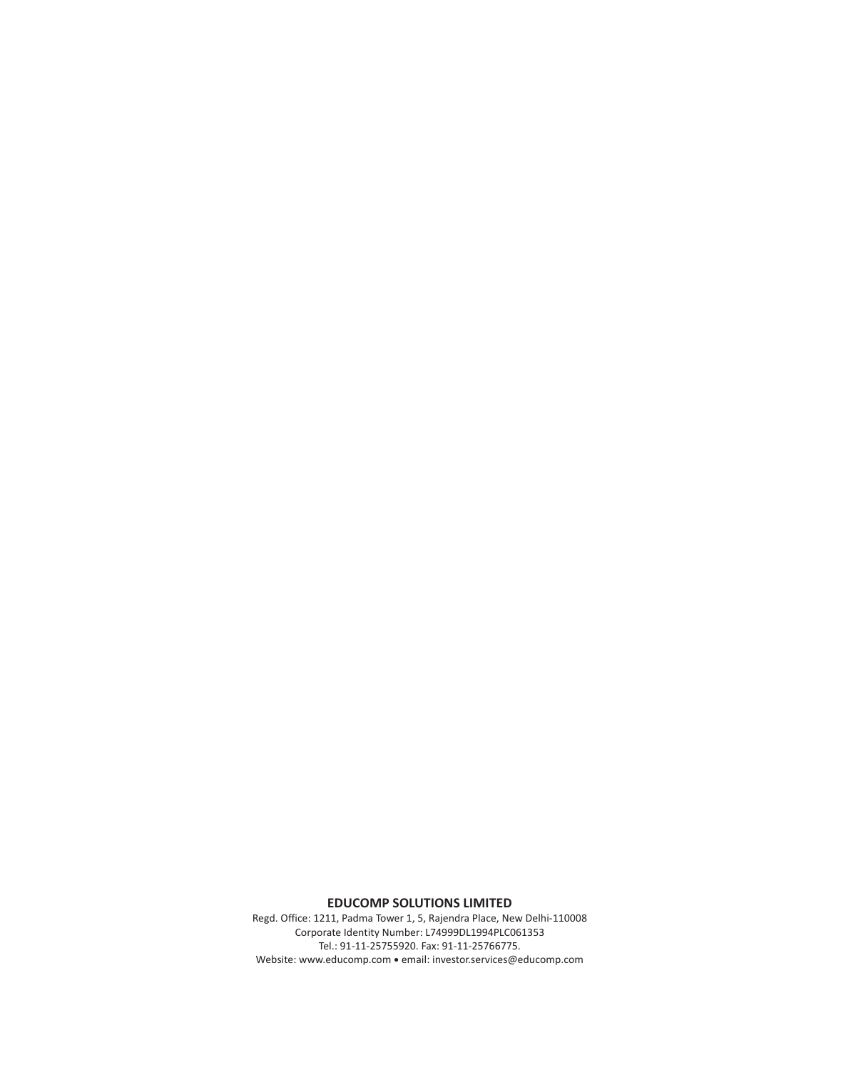**EDUCOMP SOLUTIONS LIMITED**

Regd. Office: 1211, Padma Tower 1, 5, Rajendra Place, New Delhi-110008
Corporate Identity Number: L74999DL1994PLC061353
Tel.: 91-11-25755920. Fax: 91-11-25766775.
Website: www.educomp.com • email: investor.services@educomp.com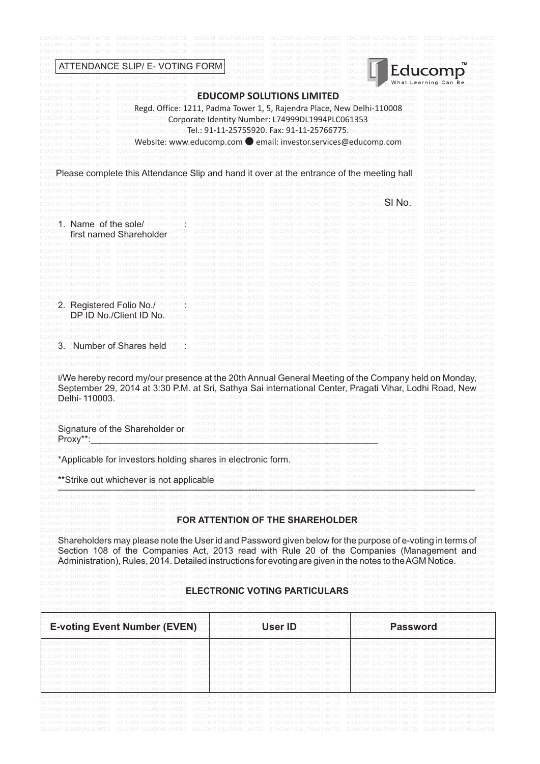ATTENDANCE SLIP/ E- VOTING FORM

Educomp™
What Learning Can Be

## EDUCOMP SOLUTIONS LIMITED

Regd. Office: 1211, Padma Tower 1, 5, Rajendra Place, New Delhi-110008
Corporate Identity Number: L74999DL1994PLC061353
Tel.: 91-11-25755920. Fax: 91-11-25766775.
Website: www.educomp.com ● email: investor.services@educomp.com

Please complete this Attendance Slip and hand it over at the entrance of the meeting hall

SI No.

1. Name of the sole/ first named Shareholder :

2. Registered Folio No./ DP ID No./Client ID No. :

3. Number of Shares held :

I/We hereby record my/our presence at the 20th Annual General Meeting of the Company held on Monday, September 29, 2014 at 3:30 P.M. at Sri, Sathya Sai international Center, Pragati Vihar, Lodhi Road, New Delhi- 110003.

Signature of the Shareholder or Proxy**:\_\_\_\_\_\_\_\_\_\_\_\_\_\_\_\_\_\_\_\_\_\_\_\_\_\_\_\_\_\_\_\_\_\_\_\_\_\_\_

*Applicable for investors holding shares in electronic form.

**Strike out whichever is not applicable

### FOR ATTENTION OF THE SHAREHOLDER

Shareholders may please note the User id and Password given below for the purpose of e-voting in terms of Section 108 of the Companies Act, 2013 read with Rule 20 of the Companies (Management and Administration), Rules, 2014. Detailed instructions for evoting are given in the notes to the AGM Notice.

### ELECTRONIC VOTING PARTICULARS

| E-voting Event Number (EVEN) | User ID | Password |
|---|---|---|
| | | |